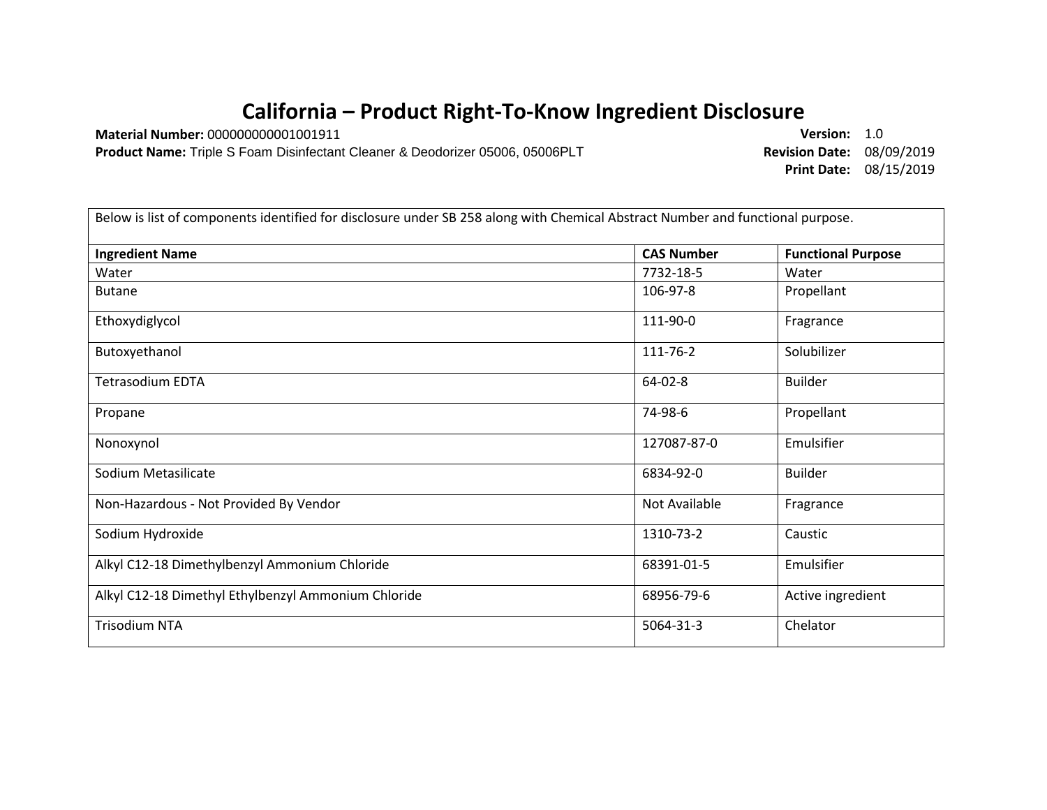# California – Product Right-To-Know Ingredient Disclosure

**Material Number:** 000000000001001911
**Product Name:** Triple S Foam Disinfectant Cleaner & Deodorizer 05006, 05006PLT

**Version:** 1.0
**Revision Date:** 08/09/2019
**Print Date:** 08/15/2019

Below is list of components identified for disclosure under SB 258 along with Chemical Abstract Number and functional purpose.

| **Ingredient Name** | **CAS Number** | **Functional Purpose** |
|---|---|---|
| Water | 7732-18-5 | Water |
| Butane | 106-97-8 | Propellant |
| Ethoxydiglycol | 111-90-0 | Fragrance |
| Butoxyethanol | 111-76-2 | Solubilizer |
| Tetrasodium EDTA | 64-02-8 | Builder |
| Propane | 74-98-6 | Propellant |
| Nonoxynol | 127087-87-0 | Emulsifier |
| Sodium Metasilicate | 6834-92-0 | Builder |
| Non-Hazardous - Not Provided By Vendor | Not Available | Fragrance |
| Sodium Hydroxide | 1310-73-2 | Caustic |
| Alkyl C12-18 Dimethylbenzyl Ammonium Chloride | 68391-01-5 | Emulsifier |
| Alkyl C12-18 Dimethyl Ethylbenzyl Ammonium Chloride | 68956-79-6 | Active ingredient |
| Trisodium NTA | 5064-31-3 | Chelator |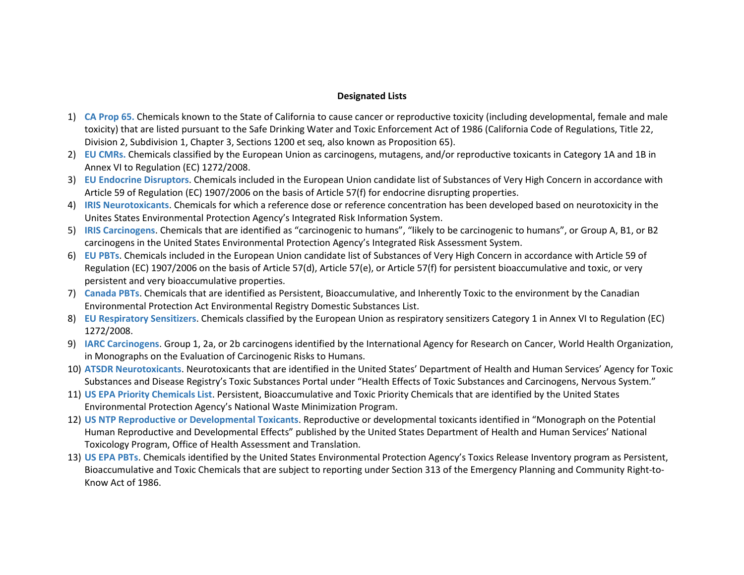**Designated Lists**

1) **CA Prop 65.** Chemicals known to the State of California to cause cancer or reproductive toxicity (including developmental, female and male toxicity) that are listed pursuant to the Safe Drinking Water and Toxic Enforcement Act of 1986 (California Code of Regulations, Title 22, Division 2, Subdivision 1, Chapter 3, Sections 1200 et seq, also known as Proposition 65).
2) **EU CMRs.** Chemicals classified by the European Union as carcinogens, mutagens, and/or reproductive toxicants in Category 1A and 1B in Annex VI to Regulation (EC) 1272/2008.
3) **EU Endocrine Disruptors**. Chemicals included in the European Union candidate list of Substances of Very High Concern in accordance with Article 59 of Regulation (EC) 1907/2006 on the basis of Article 57(f) for endocrine disrupting properties.
4) **IRIS Neurotoxicants**. Chemicals for which a reference dose or reference concentration has been developed based on neurotoxicity in the Unites States Environmental Protection Agency's Integrated Risk Information System.
5) **IRIS Carcinogens**. Chemicals that are identified as "carcinogenic to humans", "likely to be carcinogenic to humans", or Group A, B1, or B2 carcinogens in the United States Environmental Protection Agency's Integrated Risk Assessment System.
6) **EU PBTs**. Chemicals included in the European Union candidate list of Substances of Very High Concern in accordance with Article 59 of Regulation (EC) 1907/2006 on the basis of Article 57(d), Article 57(e), or Article 57(f) for persistent bioaccumulative and toxic, or very persistent and very bioaccumulative properties.
7) **Canada PBTs**. Chemicals that are identified as Persistent, Bioaccumulative, and Inherently Toxic to the environment by the Canadian Environmental Protection Act Environmental Registry Domestic Substances List.
8) **EU Respiratory Sensitizers**. Chemicals classified by the European Union as respiratory sensitizers Category 1 in Annex VI to Regulation (EC) 1272/2008.
9) **IARC Carcinogens**. Group 1, 2a, or 2b carcinogens identified by the International Agency for Research on Cancer, World Health Organization, in Monographs on the Evaluation of Carcinogenic Risks to Humans.
10) **ATSDR Neurotoxicants**. Neurotoxicants that are identified in the United States' Department of Health and Human Services' Agency for Toxic Substances and Disease Registry's Toxic Substances Portal under "Health Effects of Toxic Substances and Carcinogens, Nervous System."
11) **US EPA Priority Chemicals List**. Persistent, Bioaccumulative and Toxic Priority Chemicals that are identified by the United States Environmental Protection Agency's National Waste Minimization Program.
12) **US NTP Reproductive or Developmental Toxicants**. Reproductive or developmental toxicants identified in "Monograph on the Potential Human Reproductive and Developmental Effects" published by the United States Department of Health and Human Services' National Toxicology Program, Office of Health Assessment and Translation.
13) **US EPA PBTs**. Chemicals identified by the United States Environmental Protection Agency's Toxics Release Inventory program as Persistent, Bioaccumulative and Toxic Chemicals that are subject to reporting under Section 313 of the Emergency Planning and Community Right-to-Know Act of 1986.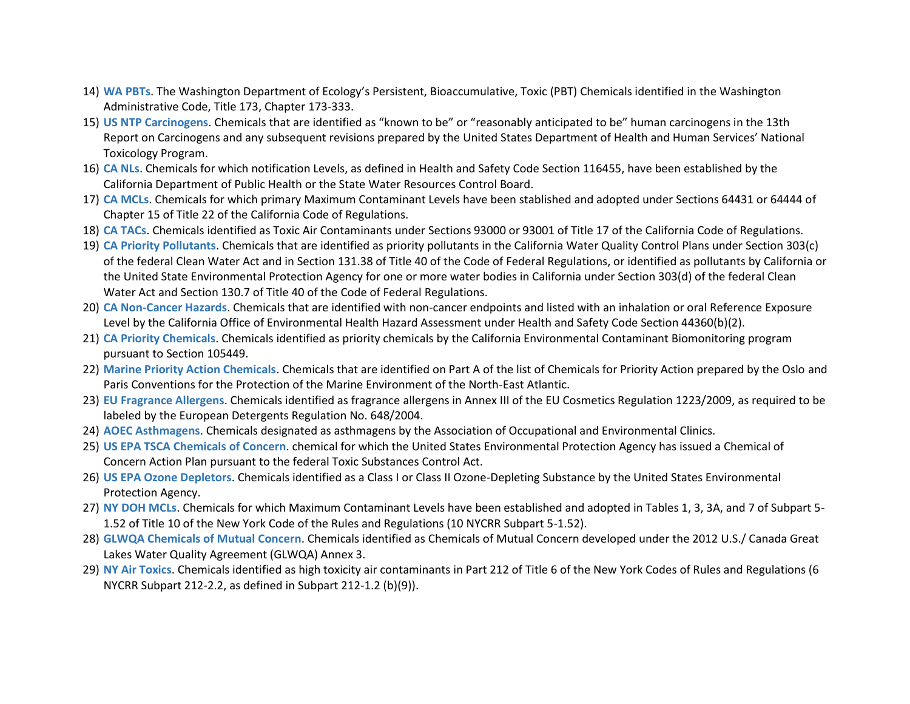14) **WA PBTs**. The Washington Department of Ecology's Persistent, Bioaccumulative, Toxic (PBT) Chemicals identified in the Washington Administrative Code, Title 173, Chapter 173-333.
15) **US NTP Carcinogens**. Chemicals that are identified as "known to be" or "reasonably anticipated to be" human carcinogens in the 13th Report on Carcinogens and any subsequent revisions prepared by the United States Department of Health and Human Services' National Toxicology Program.
16) **CA NLs**. Chemicals for which notification Levels, as defined in Health and Safety Code Section 116455, have been established by the California Department of Public Health or the State Water Resources Control Board.
17) **CA MCLs**. Chemicals for which primary Maximum Contaminant Levels have been stablished and adopted under Sections 64431 or 64444 of Chapter 15 of Title 22 of the California Code of Regulations.
18) **CA TACs**. Chemicals identified as Toxic Air Contaminants under Sections 93000 or 93001 of Title 17 of the California Code of Regulations.
19) **CA Priority Pollutants**. Chemicals that are identified as priority pollutants in the California Water Quality Control Plans under Section 303(c) of the federal Clean Water Act and in Section 131.38 of Title 40 of the Code of Federal Regulations, or identified as pollutants by California or the United State Environmental Protection Agency for one or more water bodies in California under Section 303(d) of the federal Clean Water Act and Section 130.7 of Title 40 of the Code of Federal Regulations.
20) **CA Non-Cancer Hazards**. Chemicals that are identified with non-cancer endpoints and listed with an inhalation or oral Reference Exposure Level by the California Office of Environmental Health Hazard Assessment under Health and Safety Code Section 44360(b)(2).
21) **CA Priority Chemicals**. Chemicals identified as priority chemicals by the California Environmental Contaminant Biomonitoring program pursuant to Section 105449.
22) **Marine Priority Action Chemicals**. Chemicals that are identified on Part A of the list of Chemicals for Priority Action prepared by the Oslo and Paris Conventions for the Protection of the Marine Environment of the North-East Atlantic.
23) **EU Fragrance Allergens**. Chemicals identified as fragrance allergens in Annex III of the EU Cosmetics Regulation 1223/2009, as required to be labeled by the European Detergents Regulation No. 648/2004.
24) **AOEC Asthmagens**. Chemicals designated as asthmagens by the Association of Occupational and Environmental Clinics.
25) **US EPA TSCA Chemicals of Concern**. chemical for which the United States Environmental Protection Agency has issued a Chemical of Concern Action Plan pursuant to the federal Toxic Substances Control Act.
26) **US EPA Ozone Depletors**. Chemicals identified as a Class I or Class II Ozone-Depleting Substance by the United States Environmental Protection Agency.
27) **NY DOH MCLs**. Chemicals for which Maximum Contaminant Levels have been established and adopted in Tables 1, 3, 3A, and 7 of Subpart 5-1.52 of Title 10 of the New York Code of the Rules and Regulations (10 NYCRR Subpart 5-1.52).
28) **GLWQA Chemicals of Mutual Concern**. Chemicals identified as Chemicals of Mutual Concern developed under the 2012 U.S./ Canada Great Lakes Water Quality Agreement (GLWQA) Annex 3.
29) **NY Air Toxics**. Chemicals identified as high toxicity air contaminants in Part 212 of Title 6 of the New York Codes of Rules and Regulations (6 NYCRR Subpart 212-2.2, as defined in Subpart 212-1.2 (b)(9)).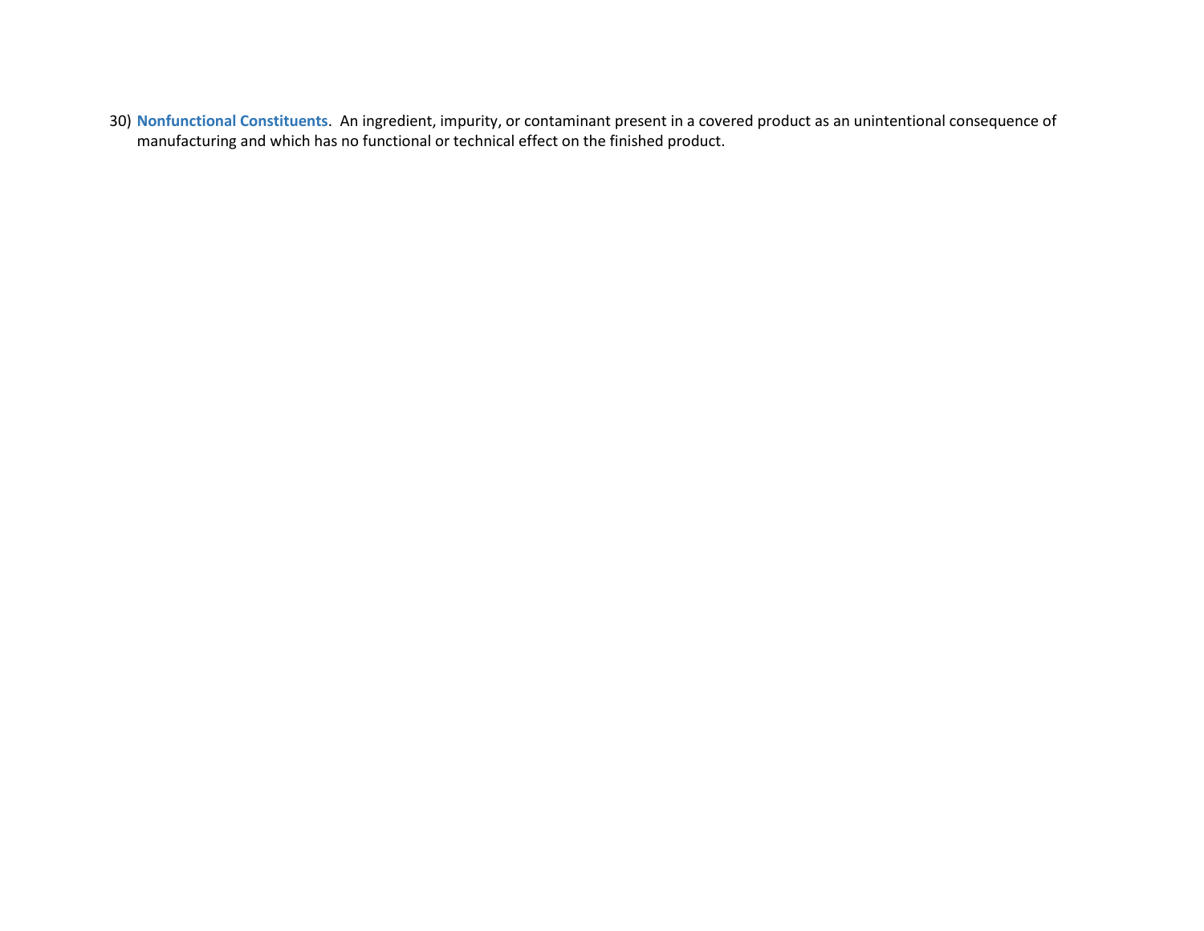30) **Nonfunctional Constituents**. An ingredient, impurity, or contaminant present in a covered product as an unintentional consequence of manufacturing and which has no functional or technical effect on the finished product.